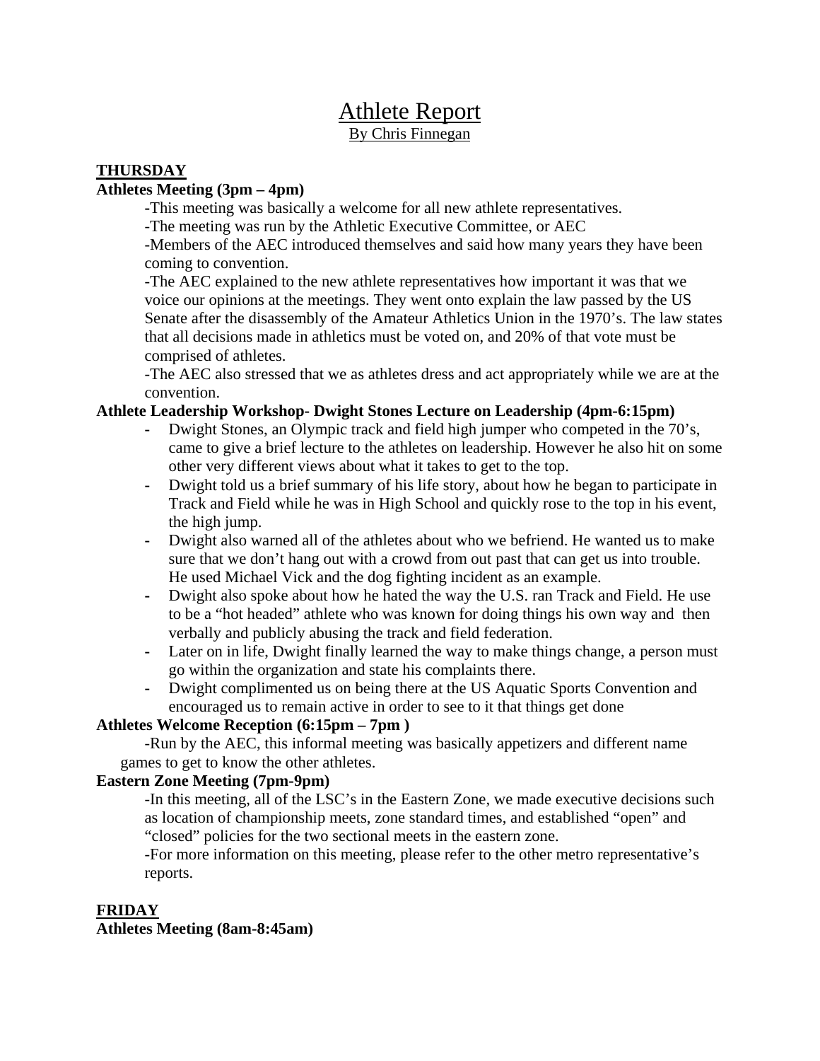# Athlete Report

By Chris Finnegan

## THURSDAY

### Athletes Meeting (3pm – 4pm)

-This meeting was basically a welcome for all new athlete representatives.

-The meeting was run by the Athletic Executive Committee, or AEC

-Members of the AEC introduced themselves and said how many years they have been coming to convention.

-The AEC explained to the new athlete representatives how important it was that we voice our opinions at the meetings. They went onto explain the law passed by the US Senate after the disassembly of the Amateur Athletics Union in the 1970's. The law states that all decisions made in athletics must be voted on, and 20% of that vote must be comprised of athletes.

-The AEC also stressed that we as athletes dress and act appropriately while we are at the convention.

### Athlete Leadership Workshop- Dwight Stones Lecture on Leadership (4pm-6:15pm)

- Dwight Stones, an Olympic track and field high jumper who competed in the 70's, came to give a brief lecture to the athletes on leadership. However he also hit on some other very different views about what it takes to get to the top.
- Dwight told us a brief summary of his life story, about how he began to participate in Track and Field while he was in High School and quickly rose to the top in his event, the high jump.
- Dwight also warned all of the athletes about who we befriend. He wanted us to make sure that we don't hang out with a crowd from out past that can get us into trouble. He used Michael Vick and the dog fighting incident as an example.
- Dwight also spoke about how he hated the way the U.S. ran Track and Field. He use to be a "hot headed" athlete who was known for doing things his own way and then verbally and publicly abusing the track and field federation.
- Later on in life, Dwight finally learned the way to make things change, a person must go within the organization and state his complaints there.
- Dwight complimented us on being there at the US Aquatic Sports Convention and encouraged us to remain active in order to see to it that things get done

### Athletes Welcome Reception (6:15pm – 7pm )

-Run by the AEC, this informal meeting was basically appetizers and different name games to get to know the other athletes.

### Eastern Zone Meeting (7pm-9pm)

-In this meeting, all of the LSC's in the Eastern Zone, we made executive decisions such as location of championship meets, zone standard times, and established "open" and "closed" policies for the two sectional meets in the eastern zone.

-For more information on this meeting, please refer to the other metro representative's reports.

## FRIDAY

### Athletes Meeting (8am-8:45am)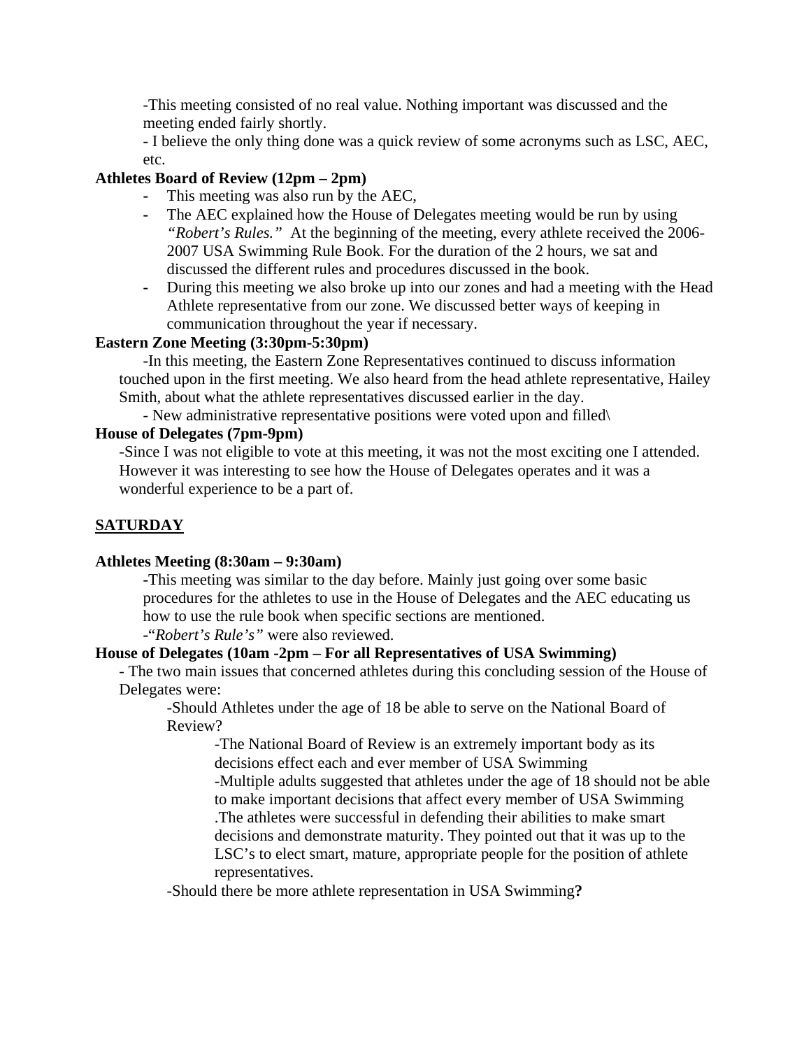-This meeting consisted of no real value. Nothing important was discussed and the meeting ended fairly shortly.

- I believe the only thing done was a quick review of some acronyms such as LSC, AEC, etc.

**Athletes Board of Review (12pm – 2pm)**

- This meeting was also run by the AEC,
- The AEC explained how the House of Delegates meeting would be run by using *"Robert's Rules."* At the beginning of the meeting, every athlete received the 2006-2007 USA Swimming Rule Book. For the duration of the 2 hours, we sat and discussed the different rules and procedures discussed in the book.
- During this meeting we also broke up into our zones and had a meeting with the Head Athlete representative from our zone. We discussed better ways of keeping in communication throughout the year if necessary.

**Eastern Zone Meeting (3:30pm-5:30pm)**

-In this meeting, the Eastern Zone Representatives continued to discuss information touched upon in the first meeting. We also heard from the head athlete representative, Hailey Smith, about what the athlete representatives discussed earlier in the day.

- New administrative representative positions were voted upon and filled\

**House of Delegates (7pm-9pm)**

-Since I was not eligible to vote at this meeting, it was not the most exciting one I attended. However it was interesting to see how the House of Delegates operates and it was a wonderful experience to be a part of.

## SATURDAY

**Athletes Meeting (8:30am – 9:30am)**

-This meeting was similar to the day before. Mainly just going over some basic procedures for the athletes to use in the House of Delegates and the AEC educating us how to use the rule book when specific sections are mentioned.

-"*Robert's Rule's"* were also reviewed.

**House of Delegates (10am -2pm – For all Representatives of USA Swimming)**

- The two main issues that concerned athletes during this concluding session of the House of Delegates were:

  -Should Athletes under the age of 18 be able to serve on the National Board of Review?

    -The National Board of Review is an extremely important body as its decisions effect each and ever member of USA Swimming

    -Multiple adults suggested that athletes under the age of 18 should not be able to make important decisions that affect every member of USA Swimming .The athletes were successful in defending their abilities to make smart decisions and demonstrate maturity. They pointed out that it was up to the LSC's to elect smart, mature, appropriate people for the position of athlete representatives.

  -Should there be more athlete representation in USA Swimming**?**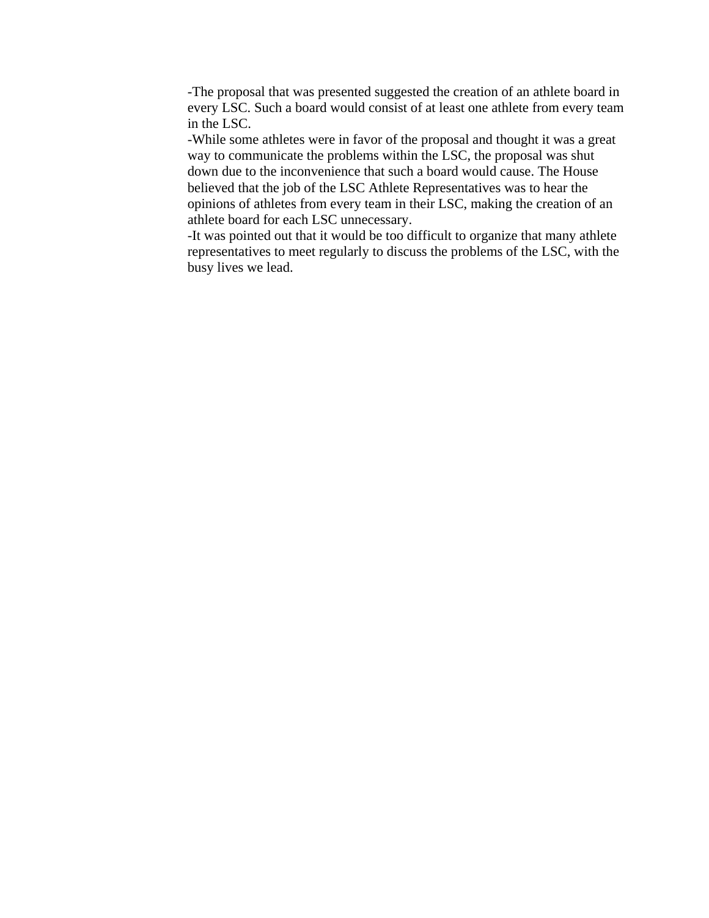-The proposal that was presented suggested the creation of an athlete board in every LSC. Such a board would consist of at least one athlete from every team in the LSC.

-While some athletes were in favor of the proposal and thought it was a great way to communicate the problems within the LSC, the proposal was shut down due to the inconvenience that such a board would cause. The House believed that the job of the LSC Athlete Representatives was to hear the opinions of athletes from every team in their LSC, making the creation of an athlete board for each LSC unnecessary.

-It was pointed out that it would be too difficult to organize that many athlete representatives to meet regularly to discuss the problems of the LSC, with the busy lives we lead.